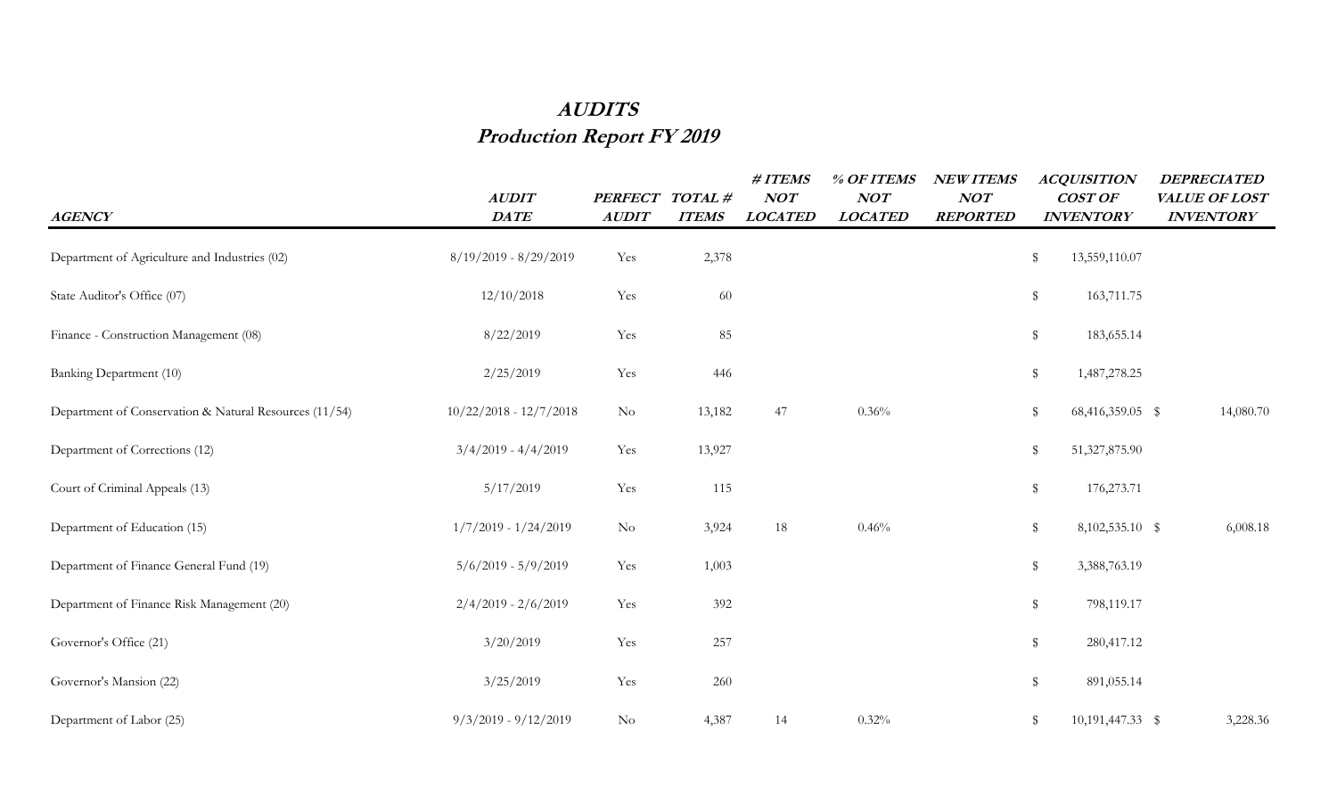# AUDITS
## Production Report FY 2019

| AGENCY | AUDIT DATE | PERFECT AUDIT | TOTAL # ITEMS | # ITEMS NOT LOCATED | % OF ITEMS NOT LOCATED | NEW ITEMS NOT REPORTED | ACQUISITION COST OF INVENTORY | DEPRECIATED VALUE OF LOST INVENTORY |
|---|---|---|---|---|---|---|---|---|
| Department of Agriculture and Industries (02) | 8/19/2019 - 8/29/2019 | Yes | 2,378 | | | | $ 13,559,110.07 | |
| State Auditor's Office (07) | 12/10/2018 | Yes | 60 | | | | $ 163,711.75 | |
| Finance - Construction Management (08) | 8/22/2019 | Yes | 85 | | | | $ 183,655.14 | |
| Banking Department (10) | 2/25/2019 | Yes | 446 | | | | $ 1,487,278.25 | |
| Department of Conservation & Natural Resources (11/54) | 10/22/2018 - 12/7/2018 | No | 13,182 | 47 | 0.36% | | $ 68,416,359.05 | $ 14,080.70 |
| Department of Corrections (12) | 3/4/2019 - 4/4/2019 | Yes | 13,927 | | | | $ 51,327,875.90 | |
| Court of Criminal Appeals (13) | 5/17/2019 | Yes | 115 | | | | $ 176,273.71 | |
| Department of Education (15) | 1/7/2019 - 1/24/2019 | No | 3,924 | 18 | 0.46% | | $ 8,102,535.10 | $ 6,008.18 |
| Department of Finance General Fund (19) | 5/6/2019 - 5/9/2019 | Yes | 1,003 | | | | $ 3,388,763.19 | |
| Department of Finance Risk Management (20) | 2/4/2019 - 2/6/2019 | Yes | 392 | | | | $ 798,119.17 | |
| Governor's Office (21) | 3/20/2019 | Yes | 257 | | | | $ 280,417.12 | |
| Governor's Mansion (22) | 3/25/2019 | Yes | 260 | | | | $ 891,055.14 | |
| Department of Labor (25) | 9/3/2019 - 9/12/2019 | No | 4,387 | 14 | 0.32% | | $ 10,191,447.33 | $ 3,228.36 |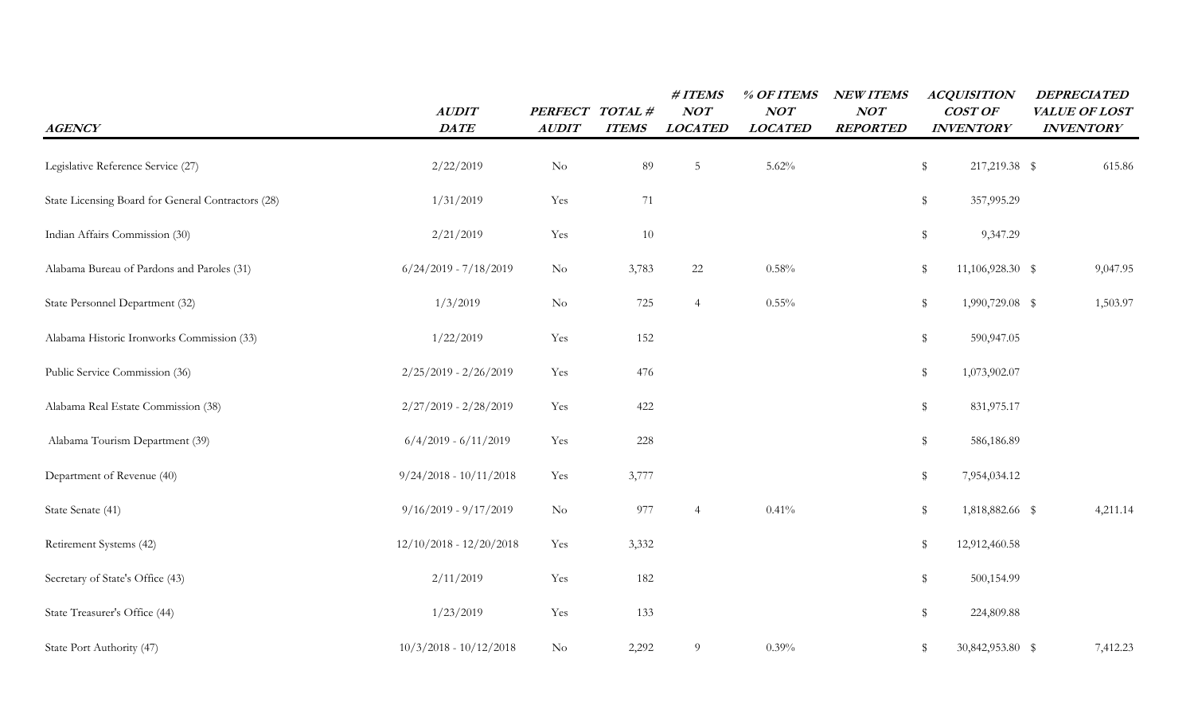| *AGENCY* | *AUDIT DATE* | *PERFECT AUDIT* | *TOTAL # ITEMS* | *# ITEMS NOT LOCATED* | *% OF ITEMS NOT LOCATED* | *NEW ITEMS NOT REPORTED* | *ACQUISITION COST OF INVENTORY* | *DEPRECIATED VALUE OF LOST INVENTORY* |
|---|---|---|---|---|---|---|---|---|
| Legislative Reference Service (27) | 2/22/2019 | No | 89 | 5 | 5.62% | | $ 217,219.38 | $ 615.86 |
| State Licensing Board for General Contractors (28) | 1/31/2019 | Yes | 71 | | | | $ 357,995.29 | |
| Indian Affairs Commission (30) | 2/21/2019 | Yes | 10 | | | | $ 9,347.29 | |
| Alabama Bureau of Pardons and Paroles (31) | 6/24/2019 - 7/18/2019 | No | 3,783 | 22 | 0.58% | | $ 11,106,928.30 | $ 9,047.95 |
| State Personnel Department (32) | 1/3/2019 | No | 725 | 4 | 0.55% | | $ 1,990,729.08 | $ 1,503.97 |
| Alabama Historic Ironworks Commission (33) | 1/22/2019 | Yes | 152 | | | | $ 590,947.05 | |
| Public Service Commission (36) | 2/25/2019 - 2/26/2019 | Yes | 476 | | | | $ 1,073,902.07 | |
| Alabama Real Estate Commission (38) | 2/27/2019 - 2/28/2019 | Yes | 422 | | | | $ 831,975.17 | |
| Alabama Tourism Department (39) | 6/4/2019 - 6/11/2019 | Yes | 228 | | | | $ 586,186.89 | |
| Department of Revenue (40) | 9/24/2018 - 10/11/2018 | Yes | 3,777 | | | | $ 7,954,034.12 | |
| State Senate (41) | 9/16/2019 - 9/17/2019 | No | 977 | 4 | 0.41% | | $ 1,818,882.66 | $ 4,211.14 |
| Retirement Systems (42) | 12/10/2018 - 12/20/2018 | Yes | 3,332 | | | | $ 12,912,460.58 | |
| Secretary of State's Office (43) | 2/11/2019 | Yes | 182 | | | | $ 500,154.99 | |
| State Treasurer's Office (44) | 1/23/2019 | Yes | 133 | | | | $ 224,809.88 | |
| State Port Authority (47) | 10/3/2018 - 10/12/2018 | No | 2,292 | 9 | 0.39% | | $ 30,842,953.80 | $ 7,412.23 |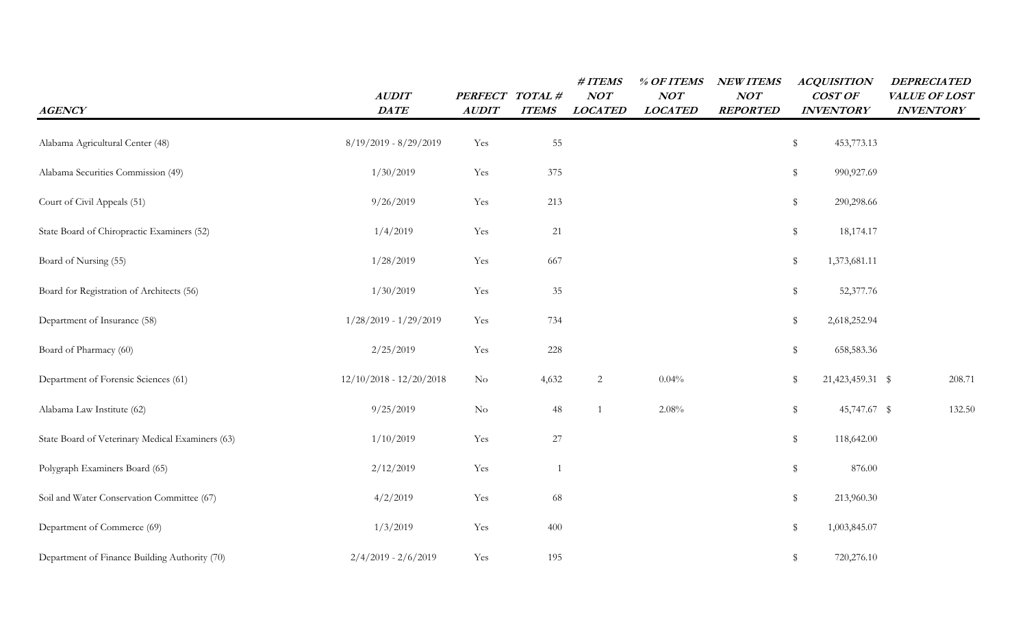| AGENCY | AUDIT DATE | PERFECT AUDIT | TOTAL # ITEMS | # ITEMS NOT LOCATED | % OF ITEMS NOT LOCATED | NEW ITEMS NOT REPORTED | ACQUISITION COST OF INVENTORY | DEPRECIATED VALUE OF LOST INVENTORY |
|---|---|---|---|---|---|---|---|---|
| Alabama Agricultural Center (48) | 8/19/2019 - 8/29/2019 | Yes | 55 | | | | $ 453,773.13 | |
| Alabama Securities Commission (49) | 1/30/2019 | Yes | 375 | | | | $ 990,927.69 | |
| Court of Civil Appeals (51) | 9/26/2019 | Yes | 213 | | | | $ 290,298.66 | |
| State Board of Chiropractic Examiners (52) | 1/4/2019 | Yes | 21 | | | | $ 18,174.17 | |
| Board of Nursing (55) | 1/28/2019 | Yes | 667 | | | | $ 1,373,681.11 | |
| Board for Registration of Architects (56) | 1/30/2019 | Yes | 35 | | | | $ 52,377.76 | |
| Department of Insurance (58) | 1/28/2019 - 1/29/2019 | Yes | 734 | | | | $ 2,618,252.94 | |
| Board of Pharmacy (60) | 2/25/2019 | Yes | 228 | | | | $ 658,583.36 | |
| Department of Forensic Sciences (61) | 12/10/2018 - 12/20/2018 | No | 4,632 | 2 | 0.04% | | $ 21,423,459.31 | $ 208.71 |
| Alabama Law Institute (62) | 9/25/2019 | No | 48 | 1 | 2.08% | | $ 45,747.67 | $ 132.50 |
| State Board of Veterinary Medical Examiners (63) | 1/10/2019 | Yes | 27 | | | | $ 118,642.00 | |
| Polygraph Examiners Board (65) | 2/12/2019 | Yes | 1 | | | | $ 876.00 | |
| Soil and Water Conservation Committee (67) | 4/2/2019 | Yes | 68 | | | | $ 213,960.30 | |
| Department of Commerce (69) | 1/3/2019 | Yes | 400 | | | | $ 1,003,845.07 | |
| Department of Finance Building Authority (70) | 2/4/2019 - 2/6/2019 | Yes | 195 | | | | $ 720,276.10 | |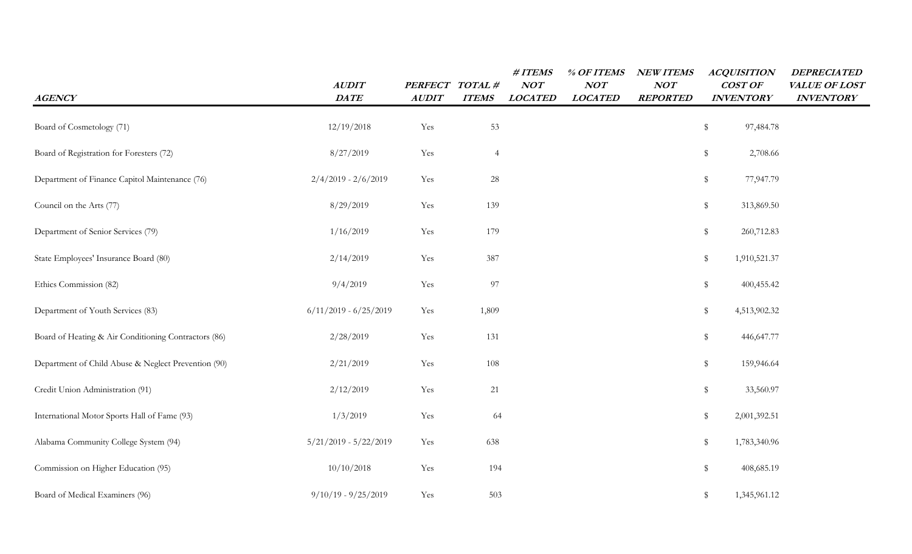| *AGENCY* | *AUDIT DATE* | *PERFECT AUDIT* | *TOTAL # ITEMS* | *# ITEMS NOT LOCATED* | *% OF ITEMS NOT LOCATED* | *NEW ITEMS NOT REPORTED* | *ACQUISITION COST OF INVENTORY* | *DEPRECIATED VALUE OF LOST INVENTORY* |
|---|---|---|---|---|---|---|---|---|
| Board of Cosmetology (71) | 12/19/2018 | Yes | 53 | | | | $ 97,484.78 | |
| Board of Registration for Foresters (72) | 8/27/2019 | Yes | 4 | | | | $ 2,708.66 | |
| Department of Finance Capitol Maintenance (76) | 2/4/2019 - 2/6/2019 | Yes | 28 | | | | $ 77,947.79 | |
| Council on the Arts (77) | 8/29/2019 | Yes | 139 | | | | $ 313,869.50 | |
| Department of Senior Services (79) | 1/16/2019 | Yes | 179 | | | | $ 260,712.83 | |
| State Employees' Insurance Board (80) | 2/14/2019 | Yes | 387 | | | | $ 1,910,521.37 | |
| Ethics Commission (82) | 9/4/2019 | Yes | 97 | | | | $ 400,455.42 | |
| Department of Youth Services (83) | 6/11/2019 - 6/25/2019 | Yes | 1,809 | | | | $ 4,513,902.32 | |
| Board of Heating & Air Conditioning Contractors (86) | 2/28/2019 | Yes | 131 | | | | $ 446,647.77 | |
| Department of Child Abuse & Neglect Prevention (90) | 2/21/2019 | Yes | 108 | | | | $ 159,946.64 | |
| Credit Union Administration (91) | 2/12/2019 | Yes | 21 | | | | $ 33,560.97 | |
| International Motor Sports Hall of Fame (93) | 1/3/2019 | Yes | 64 | | | | $ 2,001,392.51 | |
| Alabama Community College System (94) | 5/21/2019 - 5/22/2019 | Yes | 638 | | | | $ 1,783,340.96 | |
| Commission on Higher Education (95) | 10/10/2018 | Yes | 194 | | | | $ 408,685.19 | |
| Board of Medical Examiners (96) | 9/10/19 - 9/25/2019 | Yes | 503 | | | | $ 1,345,961.12 | |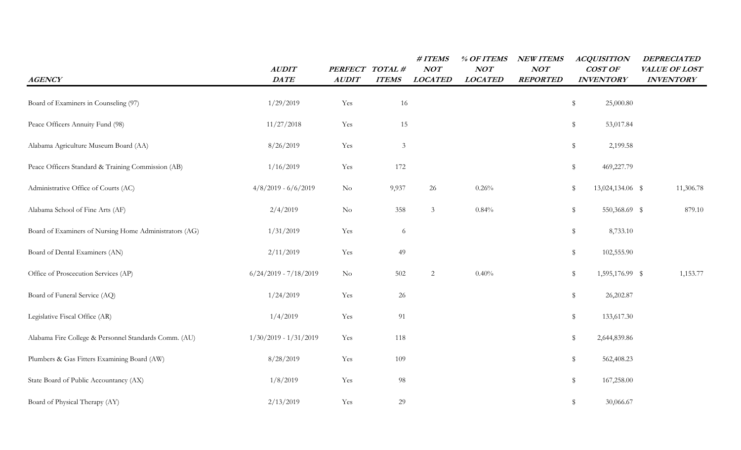| *AGENCY* | *AUDIT DATE* | *PERFECT AUDIT* | *TOTAL # ITEMS* | *# ITEMS NOT LOCATED* | *% OF ITEMS NOT LOCATED* | *NEW ITEMS NOT REPORTED* | *ACQUISITION COST OF INVENTORY* | *DEPRECIATED VALUE OF LOST INVENTORY* |
|---|---|---|---|---|---|---|---|---|
| Board of Examiners in Counseling (97) | 1/29/2019 | Yes | 16 | | | | $ 25,000.80 | |
| Peace Officers Annuity Fund (98) | 11/27/2018 | Yes | 15 | | | | $ 53,017.84 | |
| Alabama Agriculture Museum Board (AA) | 8/26/2019 | Yes | 3 | | | | $ 2,199.58 | |
| Peace Officers Standard & Training Commission (AB) | 1/16/2019 | Yes | 172 | | | | $ 469,227.79 | |
| Administrative Office of Courts (AC) | 4/8/2019 - 6/6/2019 | No | 9,937 | 26 | 0.26% | | $ 13,024,134.06 | $ 11,306.78 |
| Alabama School of Fine Arts (AF) | 2/4/2019 | No | 358 | 3 | 0.84% | | $ 550,368.69 | $ 879.10 |
| Board of Examiners of Nursing Home Administrators (AG) | 1/31/2019 | Yes | 6 | | | | $ 8,733.10 | |
| Board of Dental Examiners (AN) | 2/11/2019 | Yes | 49 | | | | $ 102,555.90 | |
| Office of Proscecution Services (AP) | 6/24/2019 - 7/18/2019 | No | 502 | 2 | 0.40% | | $ 1,595,176.99 | $ 1,153.77 |
| Board of Funeral Service (AQ) | 1/24/2019 | Yes | 26 | | | | $ 26,202.87 | |
| Legislative Fiscal Office (AR) | 1/4/2019 | Yes | 91 | | | | $ 133,617.30 | |
| Alabama Fire College & Personnel Standards Comm. (AU) | 1/30/2019 - 1/31/2019 | Yes | 118 | | | | $ 2,644,839.86 | |
| Plumbers & Gas Fitters Examining Board (AW) | 8/28/2019 | Yes | 109 | | | | $ 562,408.23 | |
| State Board of Public Accountancy (AX) | 1/8/2019 | Yes | 98 | | | | $ 167,258.00 | |
| Board of Physical Therapy (AY) | 2/13/2019 | Yes | 29 | | | | $ 30,066.67 | |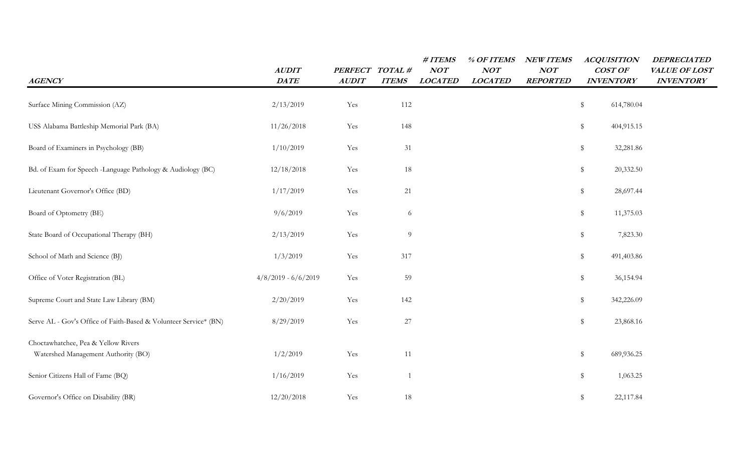| *AGENCY* | *AUDIT DATE* | *PERFECT AUDIT* | *TOTAL # ITEMS* | *# ITEMS NOT LOCATED* | *% OF ITEMS NOT LOCATED* | *NEW ITEMS NOT REPORTED* | *ACQUISITION COST OF INVENTORY* | *DEPRECIATED VALUE OF LOST INVENTORY* |
|---|---|---|---|---|---|---|---|---|
| Surface Mining Commission (AZ) | 2/13/2019 | Yes | 112 | | | | $ 614,780.04 | |
| USS Alabama Battleship Memorial Park (BA) | 11/26/2018 | Yes | 148 | | | | $ 404,915.15 | |
| Board of Examiners in Psychology (BB) | 1/10/2019 | Yes | 31 | | | | $ 32,281.86 | |
| Bd. of Exam for Speech -Language Pathology & Audiology (BC) | 12/18/2018 | Yes | 18 | | | | $ 20,332.50 | |
| Lieutenant Governor's Office (BD) | 1/17/2019 | Yes | 21 | | | | $ 28,697.44 | |
| Board of Optometry (BE) | 9/6/2019 | Yes | 6 | | | | $ 11,375.03 | |
| State Board of Occupational Therapy (BH) | 2/13/2019 | Yes | 9 | | | | $ 7,823.30 | |
| School of Math and Science (BJ) | 1/3/2019 | Yes | 317 | | | | $ 491,403.86 | |
| Office of Voter Registration (BL) | 4/8/2019 - 6/6/2019 | Yes | 59 | | | | $ 36,154.94 | |
| Supreme Court and State Law Library (BM) | 2/20/2019 | Yes | 142 | | | | $ 342,226.09 | |
| Serve AL - Gov's Office of Faith-Based & Volunteer Service* (BN) | 8/29/2019 | Yes | 27 | | | | $ 23,868.16 | |
| Choctawhatchee, Pea & Yellow Rivers Watershed Management Authority (BO) | 1/2/2019 | Yes | 11 | | | | $ 689,936.25 | |
| Senior Citizens Hall of Fame (BQ) | 1/16/2019 | Yes | 1 | | | | $ 1,063.25 | |
| Governor's Office on Disability (BR) | 12/20/2018 | Yes | 18 | | | | $ 22,117.84 | |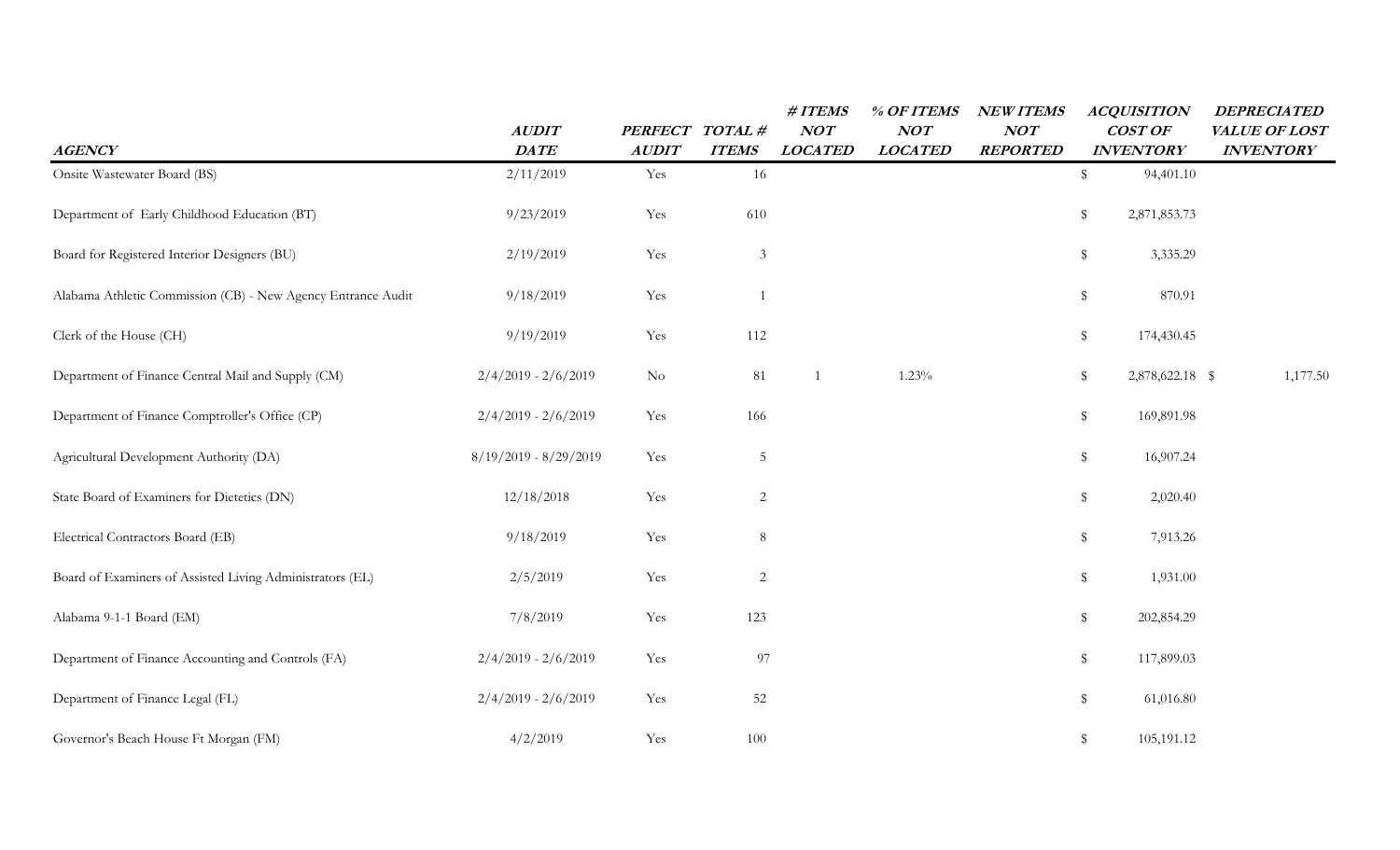| *AGENCY* | *AUDIT DATE* | *PERFECT AUDIT* | *TOTAL # ITEMS* | *# ITEMS NOT LOCATED* | *% OF ITEMS NOT LOCATED* | *NEW ITEMS NOT REPORTED* | *ACQUISITION COST OF INVENTORY* | *DEPRECIATED VALUE OF LOST INVENTORY* |
|---|---|---|---|---|---|---|---|---|
| Onsite Wastewater Board (BS) | 2/11/2019 | Yes | 16 | | | | $ 94,401.10 | |
| Department of Early Childhood Education (BT) | 9/23/2019 | Yes | 610 | | | | $ 2,871,853.73 | |
| Board for Registered Interior Designers (BU) | 2/19/2019 | Yes | 3 | | | | $ 3,335.29 | |
| Alabama Athletic Commission (CB) - New Agency Entrance Audit | 9/18/2019 | Yes | 1 | | | | $ 870.91 | |
| Clerk of the House (CH) | 9/19/2019 | Yes | 112 | | | | $ 174,430.45 | |
| Department of Finance Central Mail and Supply (CM) | 2/4/2019 - 2/6/2019 | No | 81 | 1 | 1.23% | | $ 2,878,622.18 | $ 1,177.50 |
| Department of Finance Comptroller's Office (CP) | 2/4/2019 - 2/6/2019 | Yes | 166 | | | | $ 169,891.98 | |
| Agricultural Development Authority (DA) | 8/19/2019 - 8/29/2019 | Yes | 5 | | | | $ 16,907.24 | |
| State Board of Examiners for Dietetics (DN) | 12/18/2018 | Yes | 2 | | | | $ 2,020.40 | |
| Electrical Contractors Board (EB) | 9/18/2019 | Yes | 8 | | | | $ 7,913.26 | |
| Board of Examiners of Assisted Living Administrators (EL) | 2/5/2019 | Yes | 2 | | | | $ 1,931.00 | |
| Alabama 9-1-1 Board (EM) | 7/8/2019 | Yes | 123 | | | | $ 202,854.29 | |
| Department of Finance Accounting and Controls (FA) | 2/4/2019 - 2/6/2019 | Yes | 97 | | | | $ 117,899.03 | |
| Department of Finance Legal (FL) | 2/4/2019 - 2/6/2019 | Yes | 52 | | | | $ 61,016.80 | |
| Governor's Beach House Ft Morgan (FM) | 4/2/2019 | Yes | 100 | | | | $ 105,191.12 | |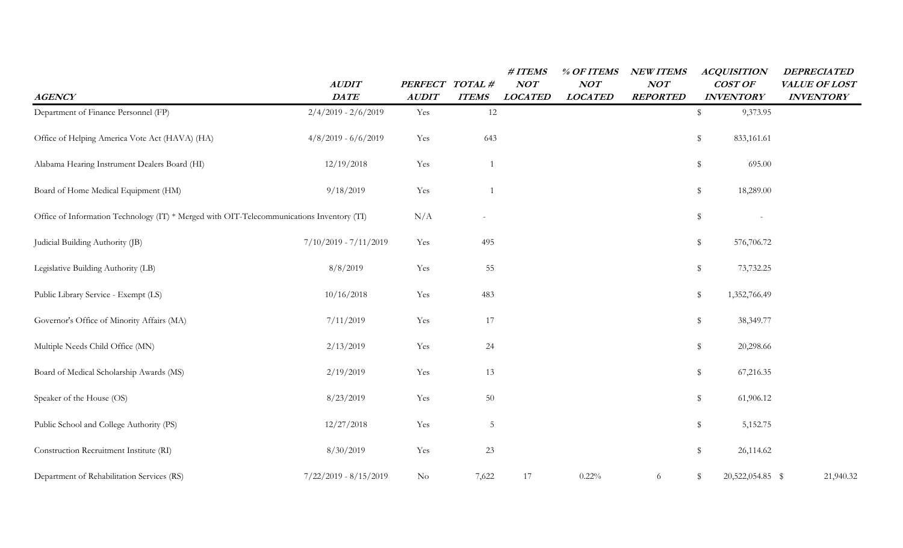| *AGENCY* | *AUDIT DATE* | *PERFECT AUDIT* | *TOTAL # ITEMS* | *# ITEMS NOT LOCATED* | *% OF ITEMS NOT LOCATED* | *NEW ITEMS NOT REPORTED* | *ACQUISITION COST OF INVENTORY* | *DEPRECIATED VALUE OF LOST INVENTORY* |
|---|---|---|---|---|---|---|---|---|
| Department of Finance Personnel (FP) | 2/4/2019 - 2/6/2019 | Yes | 12 | | | | $ 9,373.95 | |
| Office of Helping America Vote Act (HAVA) (HA) | 4/8/2019 - 6/6/2019 | Yes | 643 | | | | $ 833,161.61 | |
| Alabama Hearing Instrument Dealers Board (HI) | 12/19/2018 | Yes | 1 | | | | $ 695.00 | |
| Board of Home Medical Equipment (HM) | 9/18/2019 | Yes | 1 | | | | $ 18,289.00 | |
| Office of Information Technology (IT) * Merged with OIT-Telecommunications Inventory (TI) | | N/A | - | | | | $ - | |
| Judicial Building Authority (JB) | 7/10/2019 - 7/11/2019 | Yes | 495 | | | | $ 576,706.72 | |
| Legislative Building Authority (LB) | 8/8/2019 | Yes | 55 | | | | $ 73,732.25 | |
| Public Library Service - Exempt (LS) | 10/16/2018 | Yes | 483 | | | | $ 1,352,766.49 | |
| Governor's Office of Minority Affairs (MA) | 7/11/2019 | Yes | 17 | | | | $ 38,349.77 | |
| Multiple Needs Child Office (MN) | 2/13/2019 | Yes | 24 | | | | $ 20,298.66 | |
| Board of Medical Scholarship Awards (MS) | 2/19/2019 | Yes | 13 | | | | $ 67,216.35 | |
| Speaker of the House (OS) | 8/23/2019 | Yes | 50 | | | | $ 61,906.12 | |
| Public School and College Authority (PS) | 12/27/2018 | Yes | 5 | | | | $ 5,152.75 | |
| Construction Recruitment Institute (RI) | 8/30/2019 | Yes | 23 | | | | $ 26,114.62 | |
| Department of Rehabilitation Services (RS) | 7/22/2019 - 8/15/2019 | No | 7,622 | 17 | 0.22% | 6 | $ 20,522,054.85 | $ 21,940.32 |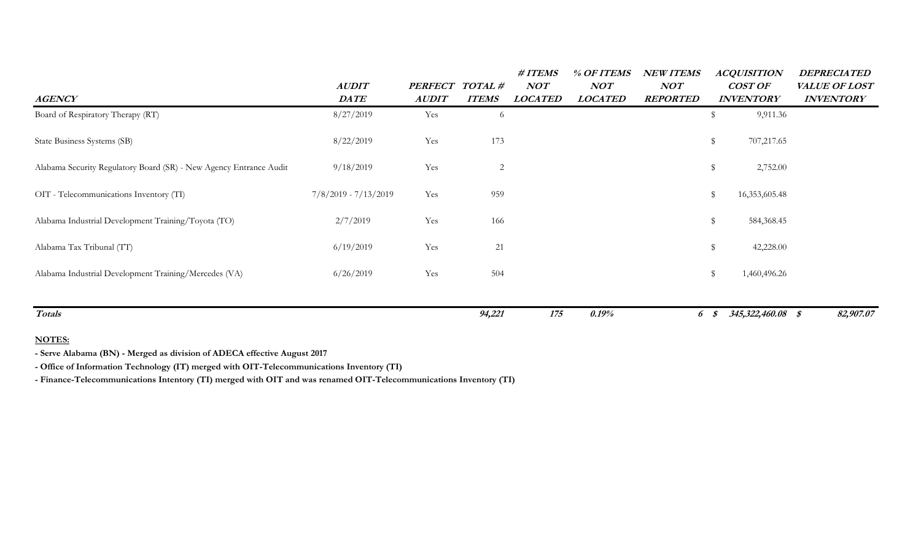| AGENCY | AUDIT DATE | PERFECT AUDIT | TOTAL # ITEMS | # ITEMS NOT LOCATED | % OF ITEMS NOT LOCATED | NEW ITEMS NOT REPORTED | ACQUISITION COST OF INVENTORY | DEPRECIATED VALUE OF LOST INVENTORY |
|---|---|---|---|---|---|---|---|---|
| Board of Respiratory Therapy (RT) | 8/27/2019 | Yes | 6 | | | | $ 9,911.36 | |
| State Business Systems (SB) | 8/22/2019 | Yes | 173 | | | | $ 707,217.65 | |
| Alabama Security Regulatory Board (SR) - New Agency Entrance Audit | 9/18/2019 | Yes | 2 | | | | $ 2,752.00 | |
| OIT - Telecommunications Inventory (TI) | 7/8/2019 - 7/13/2019 | Yes | 959 | | | | $ 16,353,605.48 | |
| Alabama Industrial Development Training/Toyota (TO) | 2/7/2019 | Yes | 166 | | | | $ 584,368.45 | |
| Alabama Tax Tribunal (TT) | 6/19/2019 | Yes | 21 | | | | $ 42,228.00 | |
| Alabama Industrial Development Training/Mercedes (VA) | 6/26/2019 | Yes | 504 | | | | $ 1,460,496.26 | |
| ***Totals*** | | | ***94,221*** | ***175*** | ***0.19%*** | ***6*** | ***$ 345,322,460.08*** | ***$ 82,907.07*** |

**NOTES:**

**- Serve Alabama (BN) - Merged as division of ADECA effective August 2017**

**- Office of Information Technology (IT) merged with OIT-Telecommunications Inventory (TI)**

**- Finance-Telecommunications Intentory (TI) merged with OIT and was renamed OIT-Telecommunications Inventory (TI)**